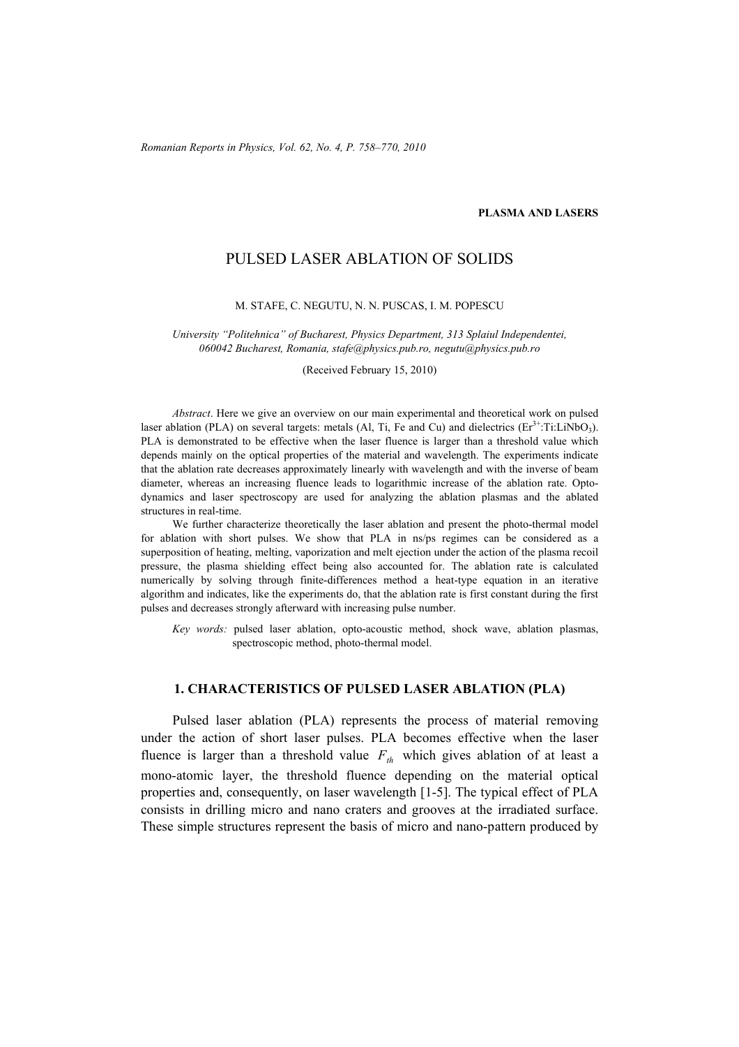**PLASMA AND LASERS**

# PULSED LASER ABLATION OF SOLIDS

M. STAFE, C. NEGUTU, N. N. PUSCAS, I. M. POPESCU

*University "Politehnica" of Bucharest, Physics Department, 313 Splaiul Independentei, 060042 Bucharest, Romania, stafe@physics.pub.ro, negutu@physics.pub.ro*

(Received February 15, 2010)

*Abstract*. Here we give an overview on our main experimental and theoretical work on pulsed laser ablation (PLA) on several targets: metals (Al, Ti, Fe and Cu) and dielectrics ($Er^{3+}$:Ti:$LiNbO_3$). PLA is demonstrated to be effective when the laser fluence is larger than a threshold value which depends mainly on the optical properties of the material and wavelength. The experiments indicate that the ablation rate decreases approximately linearly with wavelength and with the inverse of beam diameter, whereas an increasing fluence leads to logarithmic increase of the ablation rate. Opto-dynamics and laser spectroscopy are used for analyzing the ablation plasmas and the ablated structures in real-time.

We further characterize theoretically the laser ablation and present the photo-thermal model for ablation with short pulses. We show that PLA in ns/ps regimes can be considered as a superposition of heating, melting, vaporization and melt ejection under the action of the plasma recoil pressure, the plasma shielding effect being also accounted for. The ablation rate is calculated numerically by solving through finite-differences method a heat-type equation in an iterative algorithm and indicates, like the experiments do, that the ablation rate is first constant during the first pulses and decreases strongly afterward with increasing pulse number.

*Key words:* pulsed laser ablation, opto-acoustic method, shock wave, ablation plasmas, spectroscopic method, photo-thermal model.

## 1. CHARACTERISTICS OF PULSED LASER ABLATION (PLA)

Pulsed laser ablation (PLA) represents the process of material removing under the action of short laser pulses. PLA becomes effective when the laser fluence is larger than a threshold value $F_{th}$ which gives ablation of at least a mono-atomic layer, the threshold fluence depending on the material optical properties and, consequently, on laser wavelength [1-5]. The typical effect of PLA consists in drilling micro and nano craters and grooves at the irradiated surface. These simple structures represent the basis of micro and nano-pattern produced by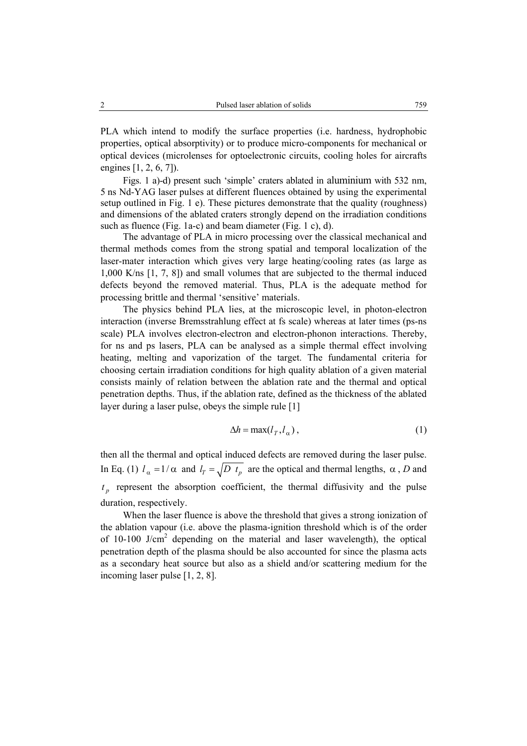PLA which intend to modify the surface properties (i.e. hardness, hydrophobic properties, optical absorptivity) or to produce micro-components for mechanical or optical devices (microlenses for optoelectronic circuits, cooling holes for aircrafts engines [1, 2, 6, 7]).

Figs. 1 a)-d) present such 'simple' craters ablated in aluminium with 532 nm, 5 ns Nd-YAG laser pulses at different fluences obtained by using the experimental setup outlined in Fig. 1 e). These pictures demonstrate that the quality (roughness) and dimensions of the ablated craters strongly depend on the irradiation conditions such as fluence (Fig. 1a-c) and beam diameter (Fig. 1 c), d).

The advantage of PLA in micro processing over the classical mechanical and thermal methods comes from the strong spatial and temporal localization of the laser-mater interaction which gives very large heating/cooling rates (as large as 1,000 K/ns [1, 7, 8]) and small volumes that are subjected to the thermal induced defects beyond the removed material. Thus, PLA is the adequate method for processing brittle and thermal 'sensitive' materials.

The physics behind PLA lies, at the microscopic level, in photon-electron interaction (inverse Bremsstrahlung effect at fs scale) whereas at later times (ps-ns scale) PLA involves electron-electron and electron-phonon interactions. Thereby, for ns and ps lasers, PLA can be analysed as a simple thermal effect involving heating, melting and vaporization of the target. The fundamental criteria for choosing certain irradiation conditions for high quality ablation of a given material consists mainly of relation between the ablation rate and the thermal and optical penetration depths. Thus, if the ablation rate, defined as the thickness of the ablated layer during a laser pulse, obeys the simple rule [1]

$$\Delta h = \max(l_T, l_\alpha), \tag{1}$$

then all the thermal and optical induced defects are removed during the laser pulse. In Eq. (1) $l_\alpha = 1/\alpha$ and $l_T = \sqrt{D\ t_p}$ are the optical and thermal lengths, $\alpha$, $D$ and $t_p$ represent the absorption coefficient, the thermal diffusivity and the pulse duration, respectively.

When the laser fluence is above the threshold that gives a strong ionization of the ablation vapour (i.e. above the plasma-ignition threshold which is of the order of 10-100 J/cm$^2$ depending on the material and laser wavelength), the optical penetration depth of the plasma should be also accounted for since the plasma acts as a secondary heat source but also as a shield and/or scattering medium for the incoming laser pulse [1, 2, 8].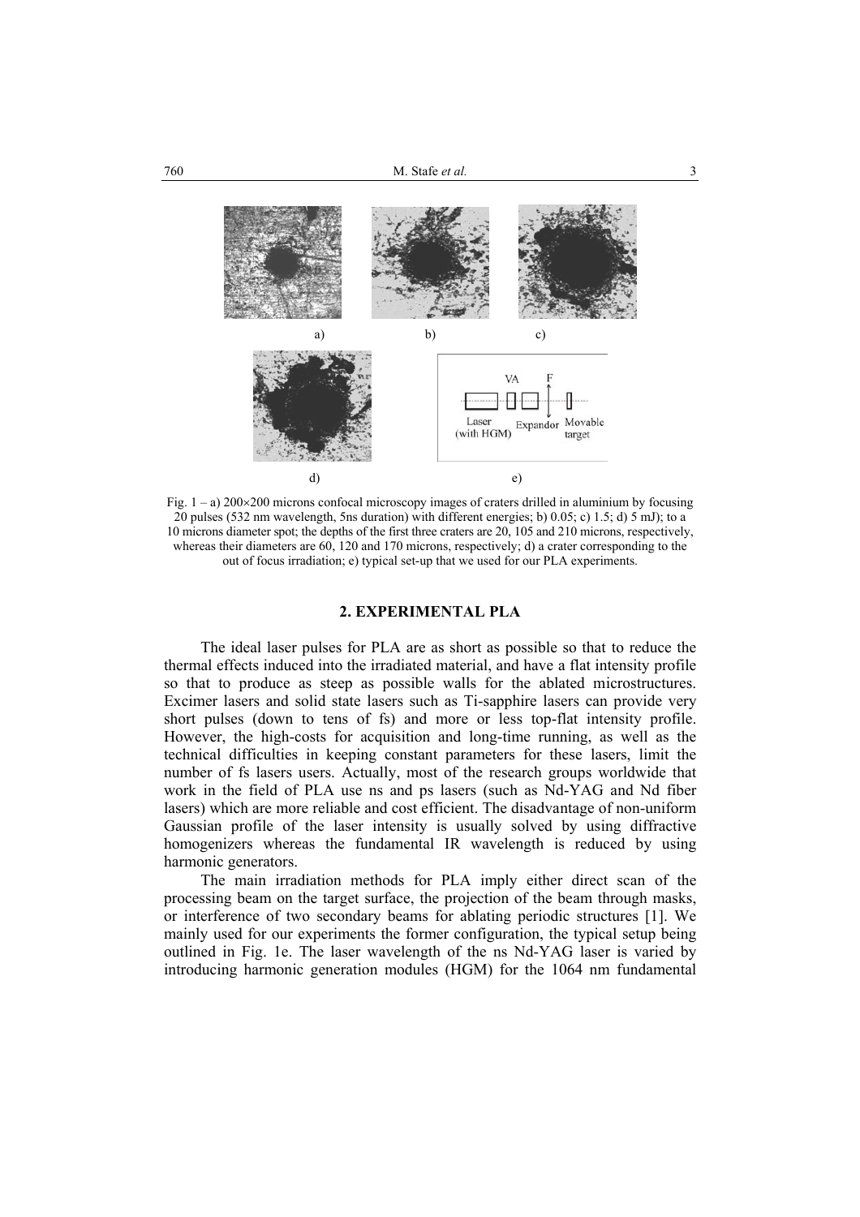Fig. 1 – a) 200×200 microns confocal microscopy images of craters drilled in aluminium by focusing 20 pulses (532 nm wavelength, 5ns duration) with different energies; b) 0.05; c) 1.5; d) 5 mJ); to a 10 microns diameter spot; the depths of the first three craters are 20, 105 and 210 microns, respectively, whereas their diameters are 60, 120 and 170 microns, respectively; d) a crater corresponding to the out of focus irradiation; e) typical set-up that we used for our PLA experiments.

## 2. EXPERIMENTAL PLA

The ideal laser pulses for PLA are as short as possible so that to reduce the thermal effects induced into the irradiated material, and have a flat intensity profile so that to produce as steep as possible walls for the ablated microstructures. Excimer lasers and solid state lasers such as Ti-sapphire lasers can provide very short pulses (down to tens of fs) and more or less top-flat intensity profile. However, the high-costs for acquisition and long-time running, as well as the technical difficulties in keeping constant parameters for these lasers, limit the number of fs lasers users. Actually, most of the research groups worldwide that work in the field of PLA use ns and ps lasers (such as Nd-YAG and Nd fiber lasers) which are more reliable and cost efficient. The disadvantage of non-uniform Gaussian profile of the laser intensity is usually solved by using diffractive homogenizers whereas the fundamental IR wavelength is reduced by using harmonic generators.

The main irradiation methods for PLA imply either direct scan of the processing beam on the target surface, the projection of the beam through masks, or interference of two secondary beams for ablating periodic structures [1]. We mainly used for our experiments the former configuration, the typical setup being outlined in Fig. 1e. The laser wavelength of the ns Nd-YAG laser is varied by introducing harmonic generation modules (HGM) for the 1064 nm fundamental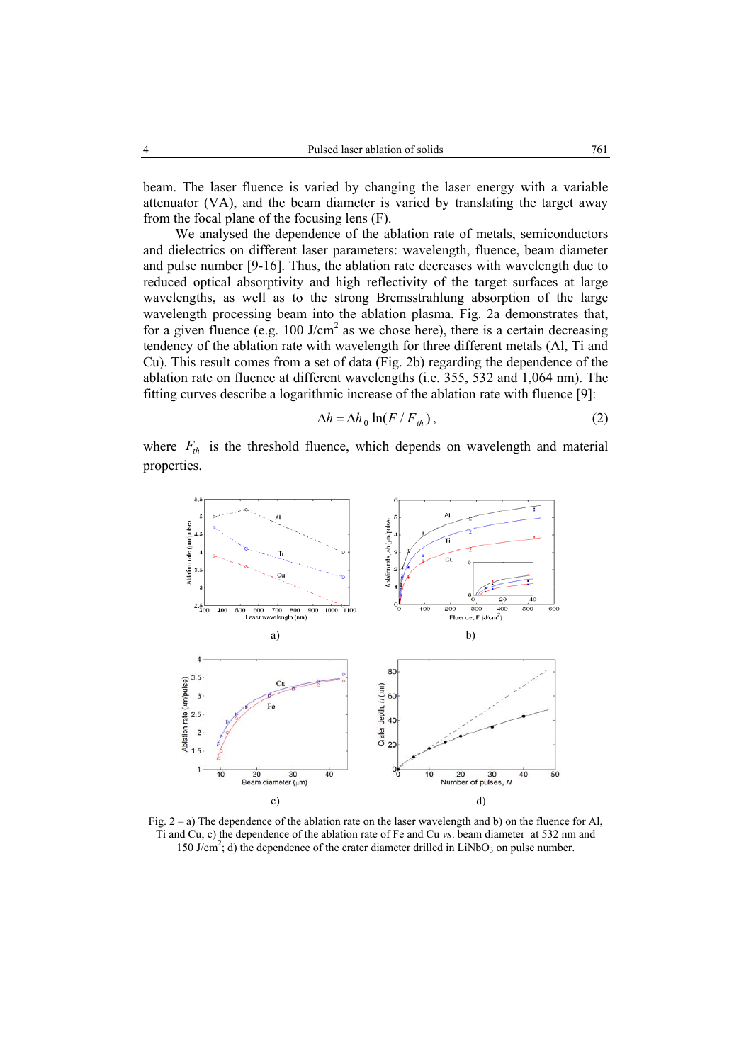beam. The laser fluence is varied by changing the laser energy with a variable attenuator (VA), and the beam diameter is varied by translating the target away from the focal plane of the focusing lens (F).

We analysed the dependence of the ablation rate of metals, semiconductors and dielectrics on different laser parameters: wavelength, fluence, beam diameter and pulse number [9-16]. Thus, the ablation rate decreases with wavelength due to reduced optical absorptivity and high reflectivity of the target surfaces at large wavelengths, as well as to the strong Bremsstrahlung absorption of the large wavelength processing beam into the ablation plasma. Fig. 2a demonstrates that, for a given fluence (e.g. 100 J/cm$^2$ as we chose here), there is a certain decreasing tendency of the ablation rate with wavelength for three different metals (Al, Ti and Cu). This result comes from a set of data (Fig. 2b) regarding the dependence of the ablation rate on fluence at different wavelengths (i.e. 355, 532 and 1,064 nm). The fitting curves describe a logarithmic increase of the ablation rate with fluence [9]:

$$\Delta h = \Delta h_0 \ln(F / F_{th}), \tag{2}$$

where $F_{th}$ is the threshold fluence, which depends on wavelength and material properties.

Fig. 2 – a) The dependence of the ablation rate on the laser wavelength and b) on the fluence for Al, Ti and Cu; c) the dependence of the ablation rate of Fe and Cu *vs*. beam diameter at 532 nm and 150 J/cm$^2$; d) the dependence of the crater diameter drilled in $LiNbO_3$ on pulse number.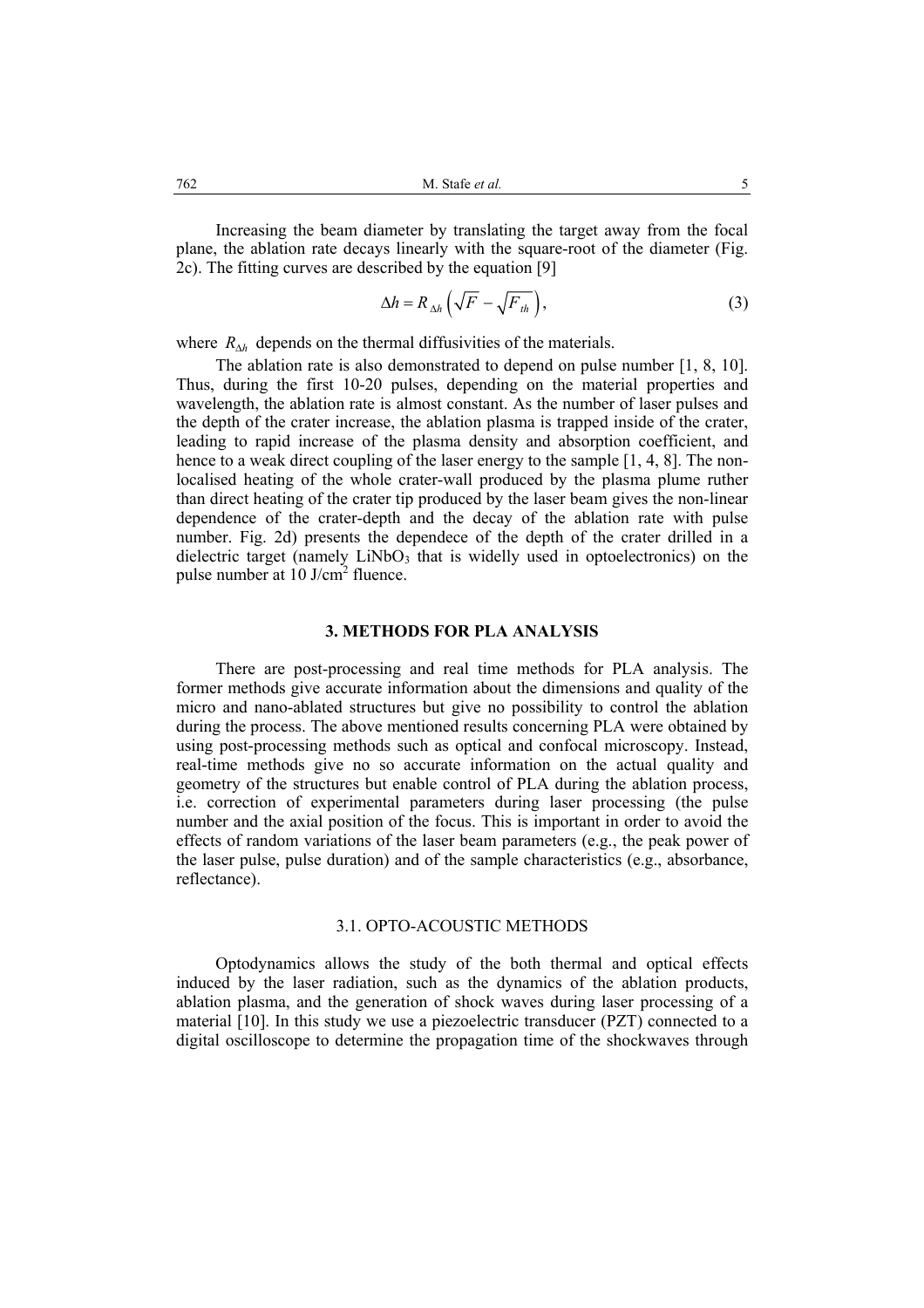Increasing the beam diameter by translating the target away from the focal plane, the ablation rate decays linearly with the square-root of the diameter (Fig. 2c). The fitting curves are described by the equation [9]

$$\Delta h = R_{\Delta h}\left(\sqrt{F} - \sqrt{F_{th}}\right), \tag{3}$$

where $R_{\Delta h}$ depends on the thermal diffusivities of the materials.

The ablation rate is also demonstrated to depend on pulse number [1, 8, 10]. Thus, during the first 10-20 pulses, depending on the material properties and wavelength, the ablation rate is almost constant. As the number of laser pulses and the depth of the crater increase, the ablation plasma is trapped inside of the crater, leading to rapid increase of the plasma density and absorption coefficient, and hence to a weak direct coupling of the laser energy to the sample [1, 4, 8]. The non-localised heating of the whole crater-wall produced by the plasma plume ruther than direct heating of the crater tip produced by the laser beam gives the non-linear dependence of the crater-depth and the decay of the ablation rate with pulse number. Fig. 2d) presents the dependece of the depth of the crater drilled in a dielectric target (namely $LiNbO_3$ that is widelly used in optoelectronics) on the pulse number at 10 J/cm$^2$ fluence.

## 3. METHODS FOR PLA ANALYSIS

There are post-processing and real time methods for PLA analysis. The former methods give accurate information about the dimensions and quality of the micro and nano-ablated structures but give no possibility to control the ablation during the process. The above mentioned results concerning PLA were obtained by using post-processing methods such as optical and confocal microscopy. Instead, real-time methods give no so accurate information on the actual quality and geometry of the structures but enable control of PLA during the ablation process, i.e. correction of experimental parameters during laser processing (the pulse number and the axial position of the focus. This is important in order to avoid the effects of random variations of the laser beam parameters (e.g., the peak power of the laser pulse, pulse duration) and of the sample characteristics (e.g., absorbance, reflectance).

### 3.1. OPTO-ACOUSTIC METHODS

Optodynamics allows the study of the both thermal and optical effects induced by the laser radiation, such as the dynamics of the ablation products, ablation plasma, and the generation of shock waves during laser processing of a material [10]. In this study we use a piezoelectric transducer (PZT) connected to a digital oscilloscope to determine the propagation time of the shockwaves through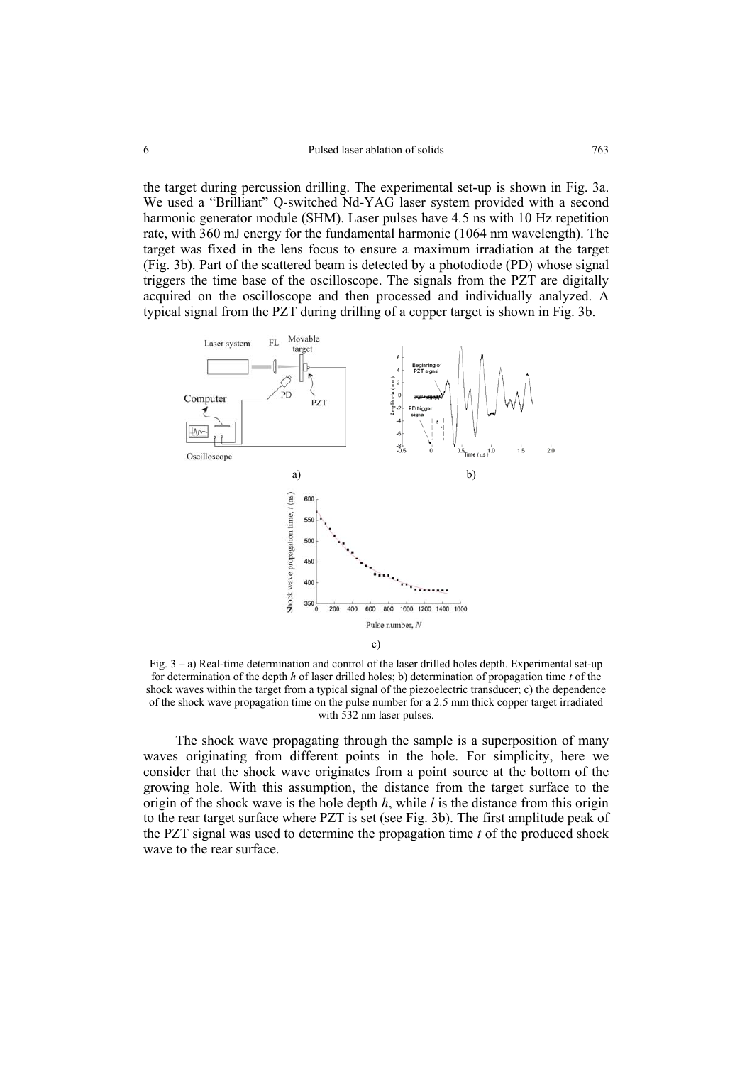the target during percussion drilling. The experimental set-up is shown in Fig. 3a. We used a "Brilliant" Q-switched Nd-YAG laser system provided with a second harmonic generator module (SHM). Laser pulses have 4.5 ns with 10 Hz repetition rate, with 360 mJ energy for the fundamental harmonic (1064 nm wavelength). The target was fixed in the lens focus to ensure a maximum irradiation at the target (Fig. 3b). Part of the scattered beam is detected by a photodiode (PD) whose signal triggers the time base of the oscilloscope. The signals from the PZT are digitally acquired on the oscilloscope and then processed and individually analyzed. A typical signal from the PZT during drilling of a copper target is shown in Fig. 3b.

Fig. 3 – a) Real-time determination and control of the laser drilled holes depth. Experimental set-up for determination of the depth $h$ of laser drilled holes; b) determination of propagation time $t$ of the shock waves within the target from a typical signal of the piezoelectric transducer; c) the dependence of the shock wave propagation time on the pulse number for a 2.5 mm thick copper target irradiated with 532 nm laser pulses.

The shock wave propagating through the sample is a superposition of many waves originating from different points in the hole. For simplicity, here we consider that the shock wave originates from a point source at the bottom of the growing hole. With this assumption, the distance from the target surface to the origin of the shock wave is the hole depth $h$, while $l$ is the distance from this origin to the rear target surface where PZT is set (see Fig. 3b). The first amplitude peak of the PZT signal was used to determine the propagation time $t$ of the produced shock wave to the rear surface.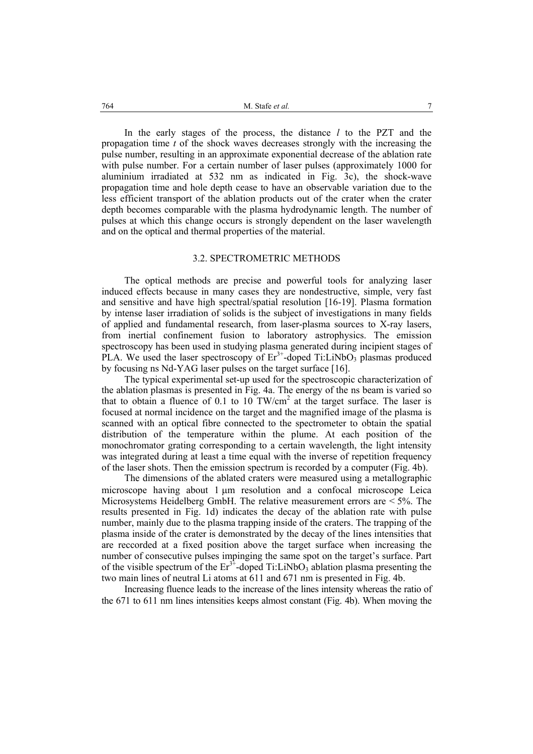In the early stages of the process, the distance $l$ to the PZT and the propagation time $t$ of the shock waves decreases strongly with the increasing the pulse number, resulting in an approximate exponential decrease of the ablation rate with pulse number. For a certain number of laser pulses (approximately 1000 for aluminium irradiated at 532 nm as indicated in Fig. 3c), the shock-wave propagation time and hole depth cease to have an observable variation due to the less efficient transport of the ablation products out of the crater when the crater depth becomes comparable with the plasma hydrodynamic length. The number of pulses at which this change occurs is strongly dependent on the laser wavelength and on the optical and thermal properties of the material.

### 3.2. SPECTROMETRIC METHODS

The optical methods are precise and powerful tools for analyzing laser induced effects because in many cases they are nondestructive, simple, very fast and sensitive and have high spectral/spatial resolution [16-19]. Plasma formation by intense laser irradiation of solids is the subject of investigations in many fields of applied and fundamental research, from laser-plasma sources to X-ray lasers, from inertial confinement fusion to laboratory astrophysics. The emission spectroscopy has been used in studying plasma generated during incipient stages of PLA. We used the laser spectroscopy of $Er^{3+}$-doped Ti:$LiNbO_3$ plasmas produced by focusing ns Nd-YAG laser pulses on the target surface [16].

The typical experimental set-up used for the spectroscopic characterization of the ablation plasmas is presented in Fig. 4a. The energy of the ns beam is varied so that to obtain a fluence of 0.1 to 10 TW/cm$^2$ at the target surface. The laser is focused at normal incidence on the target and the magnified image of the plasma is scanned with an optical fibre connected to the spectrometer to obtain the spatial distribution of the temperature within the plume. At each position of the monochromator grating corresponding to a certain wavelength, the light intensity was integrated during at least a time equal with the inverse of repetition frequency of the laser shots. Then the emission spectrum is recorded by a computer (Fig. 4b).

The dimensions of the ablated craters were measured using a metallographic microscope having about 1 μm resolution and a confocal microscope Leica Microsystems Heidelberg GmbH. The relative measurement errors are < 5%. The results presented in Fig. 1d) indicates the decay of the ablation rate with pulse number, mainly due to the plasma trapping inside of the craters. The trapping of the plasma inside of the crater is demonstrated by the decay of the lines intensities that are reccorded at a fixed position above the target surface when increasing the number of consecutive pulses impinging the same spot on the target's surface. Part of the visible spectrum of the $Er^{3+}$-doped Ti:$LiNbO_3$ ablation plasma presenting the two main lines of neutral Li atoms at 611 and 671 nm is presented in Fig. 4b.

Increasing fluence leads to the increase of the lines intensity whereas the ratio of the 671 to 611 nm lines intensities keeps almost constant (Fig. 4b). When moving the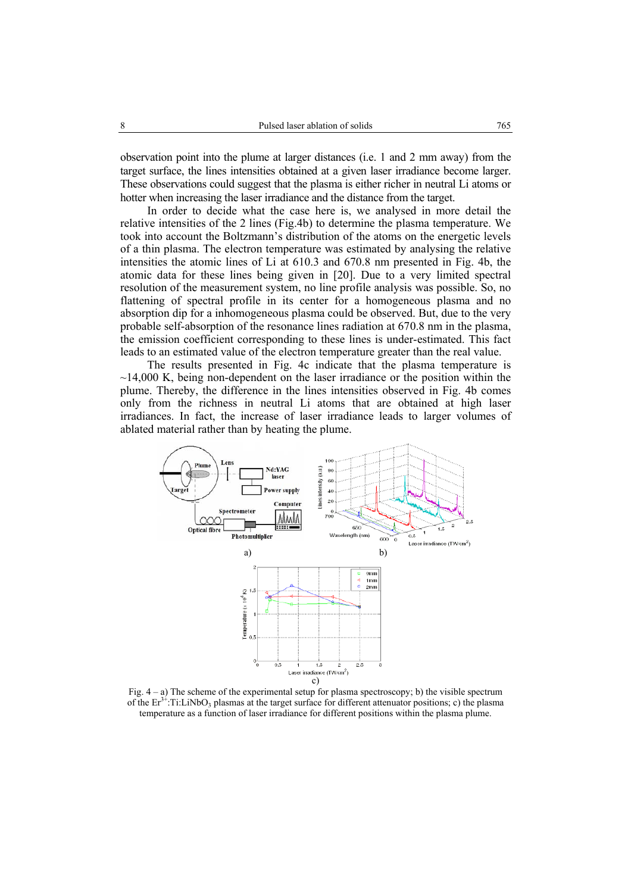observation point into the plume at larger distances (i.e. 1 and 2 mm away) from the target surface, the lines intensities obtained at a given laser irradiance become larger. These observations could suggest that the plasma is either richer in neutral Li atoms or hotter when increasing the laser irradiance and the distance from the target.

In order to decide what the case here is, we analysed in more detail the relative intensities of the 2 lines (Fig.4b) to determine the plasma temperature. We took into account the Boltzmann's distribution of the atoms on the energetic levels of a thin plasma. The electron temperature was estimated by analysing the relative intensities the atomic lines of Li at 610.3 and 670.8 nm presented in Fig. 4b, the atomic data for these lines being given in [20]. Due to a very limited spectral resolution of the measurement system, no line profile analysis was possible. So, no flattening of spectral profile in its center for a homogeneous plasma and no absorption dip for a inhomogeneous plasma could be observed. But, due to the very probable self-absorption of the resonance lines radiation at 670.8 nm in the plasma, the emission coefficient corresponding to these lines is under-estimated. This fact leads to an estimated value of the electron temperature greater than the real value.

The results presented in Fig. 4c indicate that the plasma temperature is ~14,000 K, being non-dependent on the laser irradiance or the position within the plume. Thereby, the difference in the lines intensities observed in Fig. 4b comes only from the richness in neutral Li atoms that are obtained at high laser irradiances. In fact, the increase of laser irradiance leads to larger volumes of ablated material rather than by heating the plume.

Fig. 4 – a) The scheme of the experimental setup for plasma spectroscopy; b) the visible spectrum of the $Er^{3+}$:Ti:$LiNbO_3$ plasmas at the target surface for different attenuator positions; c) the plasma temperature as a function of laser irradiance for different positions within the plasma plume.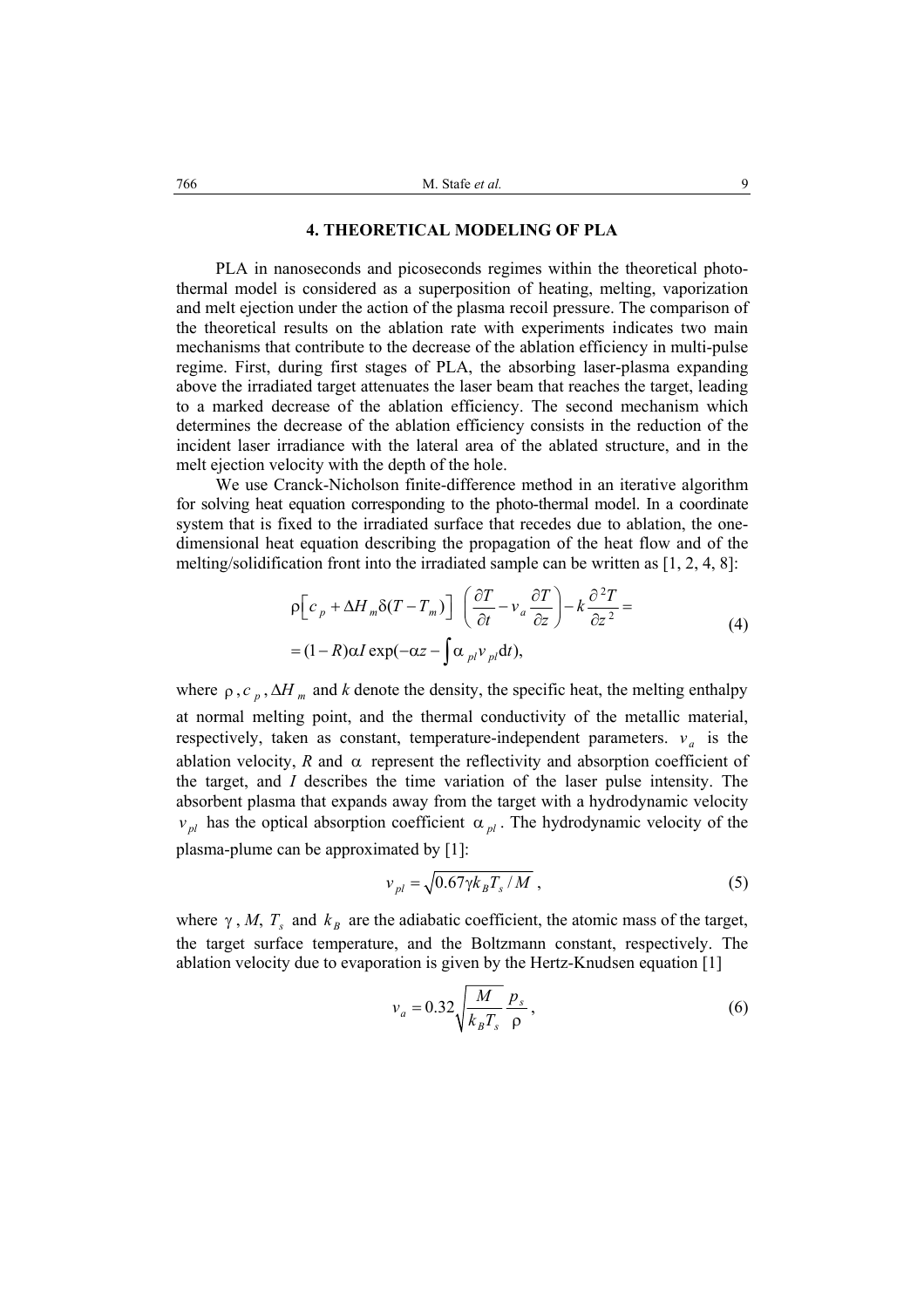## 4. THEORETICAL MODELING OF PLA

PLA in nanoseconds and picoseconds regimes within the theoretical photo-thermal model is considered as a superposition of heating, melting, vaporization and melt ejection under the action of the plasma recoil pressure. The comparison of the theoretical results on the ablation rate with experiments indicates two main mechanisms that contribute to the decrease of the ablation efficiency in multi-pulse regime. First, during first stages of PLA, the absorbing laser-plasma expanding above the irradiated target attenuates the laser beam that reaches the target, leading to a marked decrease of the ablation efficiency. The second mechanism which determines the decrease of the ablation efficiency consists in the reduction of the incident laser irradiance with the lateral area of the ablated structure, and in the melt ejection velocity with the depth of the hole.

We use Cranck-Nicholson finite-difference method in an iterative algorithm for solving heat equation corresponding to the photo-thermal model. In a coordinate system that is fixed to the irradiated surface that recedes due to ablation, the one-dimensional heat equation describing the propagation of the heat flow and of the melting/solidification front into the irradiated sample can be written as [1, 2, 4, 8]:

$$
\begin{aligned}
&\rho\left[c_p + \Delta H_m \delta(T - T_m)\right]\left(\frac{\partial T}{\partial t} - v_a \frac{\partial T}{\partial z}\right) - k\frac{\partial^2 T}{\partial z^2} = \\
&= (1-R)\alpha I \exp\left(-\alpha z - \int \alpha_{pl} v_{pl} \mathrm{d}t\right),
\end{aligned} \tag{4}
$$

where $\rho$, $c_p$, $\Delta H_m$ and $k$ denote the density, the specific heat, the melting enthalpy at normal melting point, and the thermal conductivity of the metallic material, respectively, taken as constant, temperature-independent parameters. $v_a$ is the ablation velocity, $R$ and $\alpha$ represent the reflectivity and absorption coefficient of the target, and $I$ describes the time variation of the laser pulse intensity. The absorbent plasma that expands away from the target with a hydrodynamic velocity $v_{pl}$ has the optical absorption coefficient $\alpha_{pl}$. The hydrodynamic velocity of the plasma-plume can be approximated by [1]:

$$
v_{pl} = \sqrt{0.67\gamma k_B T_s / M}\ , \tag{5}
$$

where $\gamma$, $M$, $T_s$ and $k_B$ are the adiabatic coefficient, the atomic mass of the target, the target surface temperature, and the Boltzmann constant, respectively. The ablation velocity due to evaporation is given by the Hertz-Knudsen equation [1]

$$
v_a = 0.32\sqrt{\frac{M}{k_B T_s}}\frac{p_s}{\rho}\ , \tag{6}
$$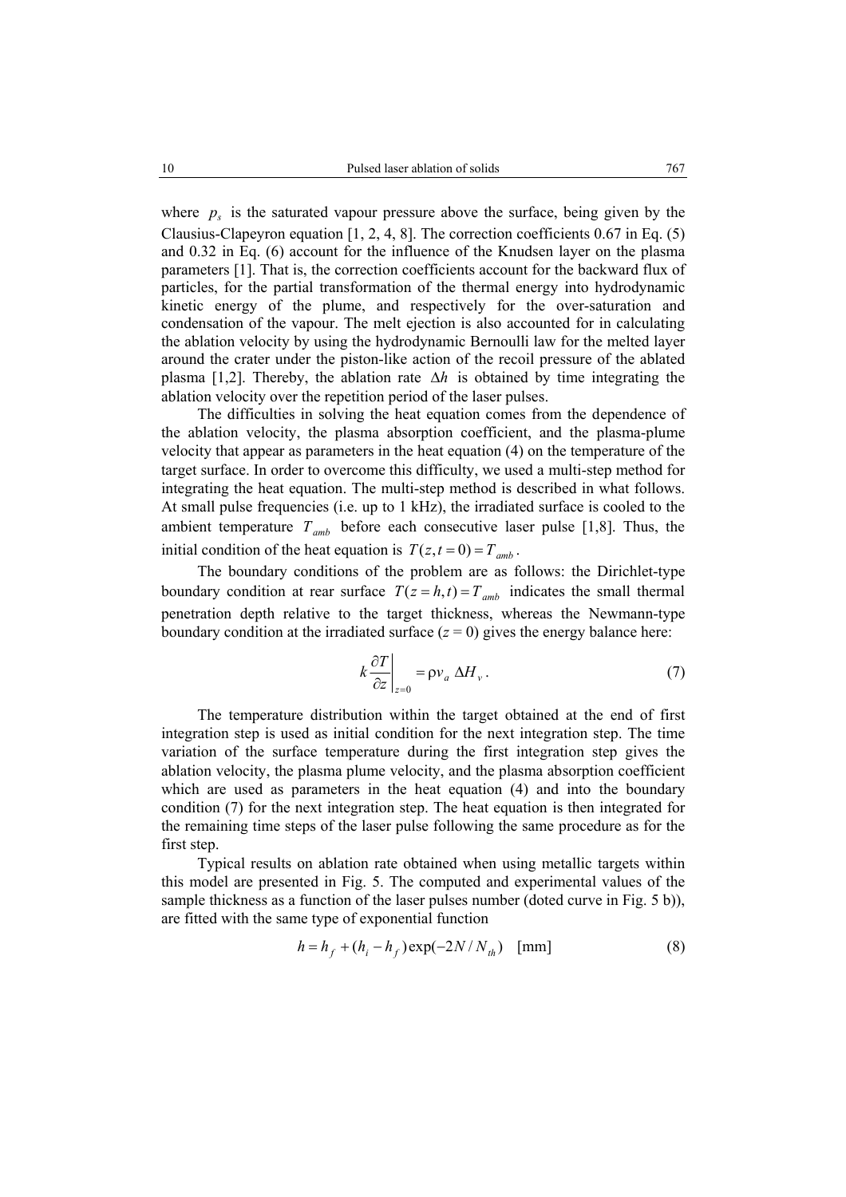where $p_s$ is the saturated vapour pressure above the surface, being given by the Clausius-Clapeyron equation [1, 2, 4, 8]. The correction coefficients 0.67 in Eq. (5) and 0.32 in Eq. (6) account for the influence of the Knudsen layer on the plasma parameters [1]. That is, the correction coefficients account for the backward flux of particles, for the partial transformation of the thermal energy into hydrodynamic kinetic energy of the plume, and respectively for the over-saturation and condensation of the vapour. The melt ejection is also accounted for in calculating the ablation velocity by using the hydrodynamic Bernoulli law for the melted layer around the crater under the piston-like action of the recoil pressure of the ablated plasma [1,2]. Thereby, the ablation rate $\Delta h$ is obtained by time integrating the ablation velocity over the repetition period of the laser pulses.

The difficulties in solving the heat equation comes from the dependence of the ablation velocity, the plasma absorption coefficient, and the plasma-plume velocity that appear as parameters in the heat equation (4) on the temperature of the target surface. In order to overcome this difficulty, we used a multi-step method for integrating the heat equation. The multi-step method is described in what follows. At small pulse frequencies (i.e. up to 1 kHz), the irradiated surface is cooled to the ambient temperature $T_{amb}$ before each consecutive laser pulse [1,8]. Thus, the initial condition of the heat equation is $T(z, t=0) = T_{amb}$.

The boundary conditions of the problem are as follows: the Dirichlet-type boundary condition at rear surface $T(z=h, t) = T_{amb}$ indicates the small thermal penetration depth relative to the target thickness, whereas the Newmann-type boundary condition at the irradiated surface ($z = 0$) gives the energy balance here:

$$k \left. \frac{\partial T}{\partial z} \right|_{z=0} = \rho v_a \, \Delta H_v . \tag{7}$$

The temperature distribution within the target obtained at the end of first integration step is used as initial condition for the next integration step. The time variation of the surface temperature during the first integration step gives the ablation velocity, the plasma plume velocity, and the plasma absorption coefficient which are used as parameters in the heat equation (4) and into the boundary condition (7) for the next integration step. The heat equation is then integrated for the remaining time steps of the laser pulse following the same procedure as for the first step.

Typical results on ablation rate obtained when using metallic targets within this model are presented in Fig. 5. The computed and experimental values of the sample thickness as a function of the laser pulses number (doted curve in Fig. 5 b)), are fitted with the same type of exponential function

$$h = h_f + (h_i - h_f)\exp(-2N/N_{th}) \quad [\text{mm}] \tag{8}$$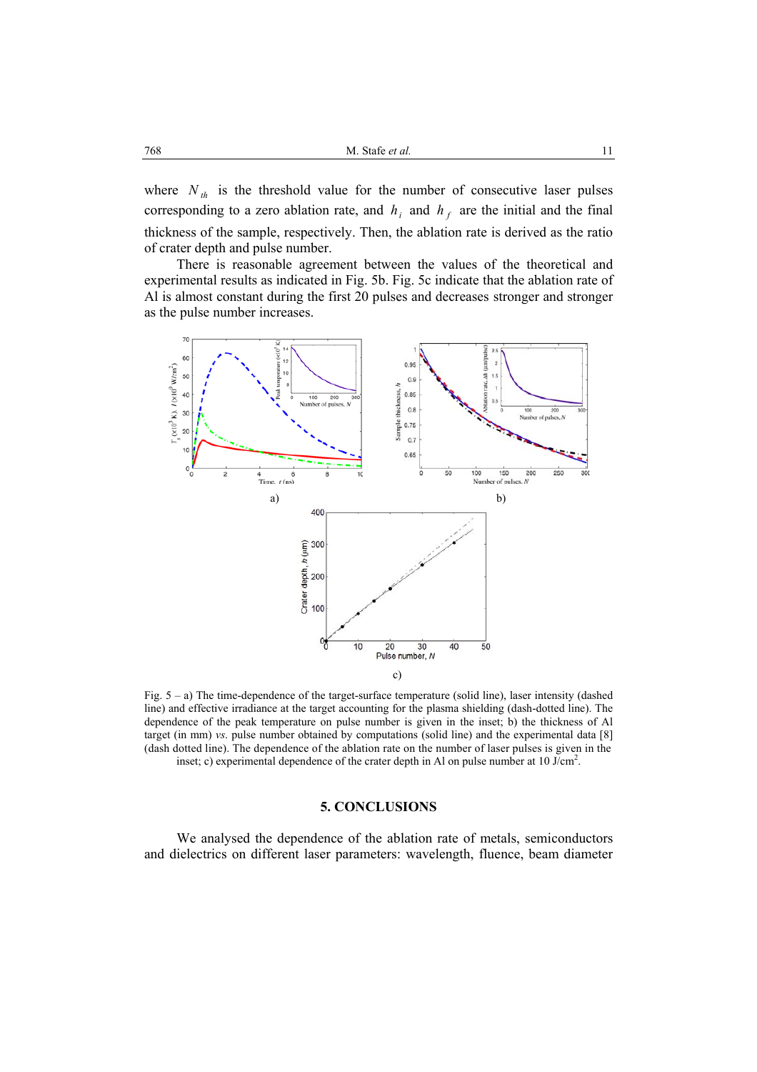where $N_{th}$ is the threshold value for the number of consecutive laser pulses corresponding to a zero ablation rate, and $h_i$ and $h_f$ are the initial and the final thickness of the sample, respectively. Then, the ablation rate is derived as the ratio of crater depth and pulse number.

There is reasonable agreement between the values of the theoretical and experimental results as indicated in Fig. 5b. Fig. 5c indicate that the ablation rate of Al is almost constant during the first 20 pulses and decreases stronger and stronger as the pulse number increases.

Fig. 5 – a) The time-dependence of the target-surface temperature (solid line), laser intensity (dashed line) and effective irradiance at the target accounting for the plasma shielding (dash-dotted line). The dependence of the peak temperature on pulse number is given in the inset; b) the thickness of Al target (in mm) *vs*. pulse number obtained by computations (solid line) and the experimental data [8] (dash dotted line). The dependence of the ablation rate on the number of laser pulses is given in the inset; c) experimental dependence of the crater depth in Al on pulse number at 10 J/cm$^2$.

## 5. CONCLUSIONS

We analysed the dependence of the ablation rate of metals, semiconductors and dielectrics on different laser parameters: wavelength, fluence, beam diameter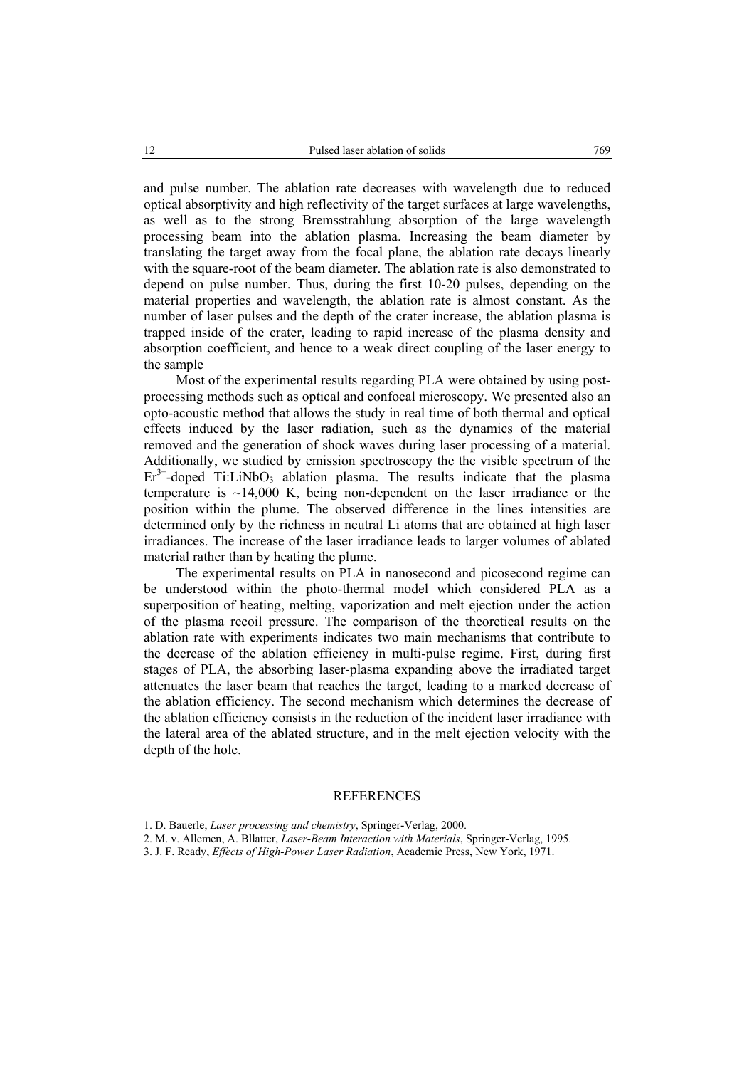and pulse number. The ablation rate decreases with wavelength due to reduced optical absorptivity and high reflectivity of the target surfaces at large wavelengths, as well as to the strong Bremsstrahlung absorption of the large wavelength processing beam into the ablation plasma. Increasing the beam diameter by translating the target away from the focal plane, the ablation rate decays linearly with the square-root of the beam diameter. The ablation rate is also demonstrated to depend on pulse number. Thus, during the first 10-20 pulses, depending on the material properties and wavelength, the ablation rate is almost constant. As the number of laser pulses and the depth of the crater increase, the ablation plasma is trapped inside of the crater, leading to rapid increase of the plasma density and absorption coefficient, and hence to a weak direct coupling of the laser energy to the sample

Most of the experimental results regarding PLA were obtained by using post-processing methods such as optical and confocal microscopy. We presented also an opto-acoustic method that allows the study in real time of both thermal and optical effects induced by the laser radiation, such as the dynamics of the material removed and the generation of shock waves during laser processing of a material. Additionally, we studied by emission spectroscopy the the visible spectrum of the $Er^{3+}$-doped Ti:$LiNbO_3$ ablation plasma. The results indicate that the plasma temperature is ~14,000 K, being non-dependent on the laser irradiance or the position within the plume. The observed difference in the lines intensities are determined only by the richness in neutral Li atoms that are obtained at high laser irradiances. The increase of the laser irradiance leads to larger volumes of ablated material rather than by heating the plume.

The experimental results on PLA in nanosecond and picosecond regime can be understood within the photo-thermal model which considered PLA as a superposition of heating, melting, vaporization and melt ejection under the action of the plasma recoil pressure. The comparison of the theoretical results on the ablation rate with experiments indicates two main mechanisms that contribute to the decrease of the ablation efficiency in multi-pulse regime. First, during first stages of PLA, the absorbing laser-plasma expanding above the irradiated target attenuates the laser beam that reaches the target, leading to a marked decrease of the ablation efficiency. The second mechanism which determines the decrease of the ablation efficiency consists in the reduction of the incident laser irradiance with the lateral area of the ablated structure, and in the melt ejection velocity with the depth of the hole.

## REFERENCES

1. D. Bauerle, *Laser processing and chemistry*, Springer-Verlag, 2000.
2. M. v. Allemen, A. Bllatter, *Laser-Beam Interaction with Materials*, Springer-Verlag, 1995.
3. J. F. Ready, *Effects of High-Power Laser Radiation*, Academic Press, New York, 1971.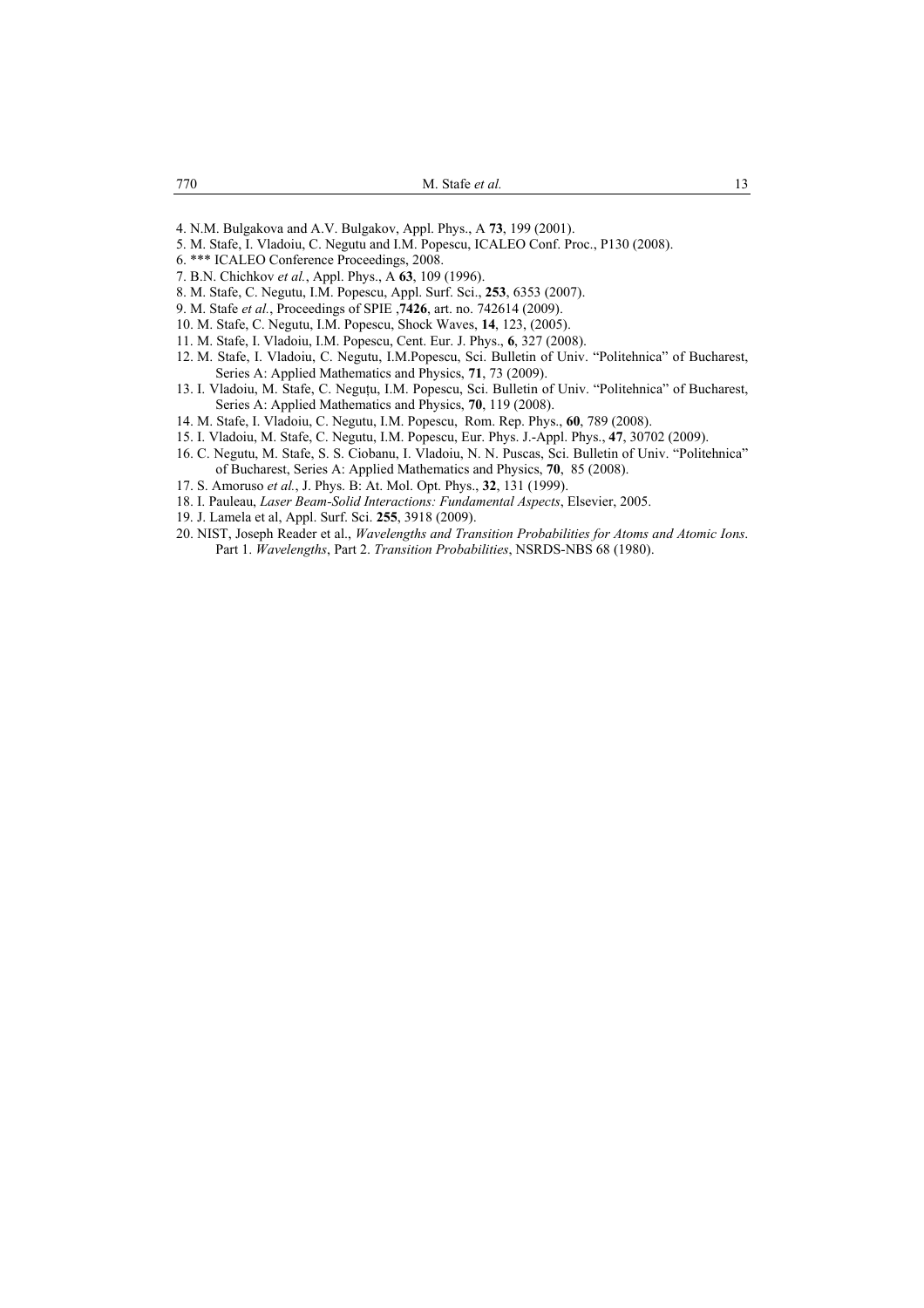4. N.M. Bulgakova and A.V. Bulgakov, Appl. Phys., A **73**, 199 (2001).
5. M. Stafe, I. Vladoiu, C. Negutu and I.M. Popescu, ICALEO Conf. Proc., P130 (2008).
6. *** ICALEO Conference Proceedings, 2008.
7. B.N. Chichkov *et al.*, Appl. Phys., A **63**, 109 (1996).
8. M. Stafe, C. Negutu, I.M. Popescu, Appl. Surf. Sci., **253**, 6353 (2007).
9. M. Stafe *et al.*, Proceedings of SPIE ,**7426**, art. no. 742614 (2009).
10. M. Stafe, C. Negutu, I.M. Popescu, Shock Waves, **14**, 123, (2005).
11. M. Stafe, I. Vladoiu, I.M. Popescu, Cent. Eur. J. Phys., **6**, 327 (2008).
12. M. Stafe, I. Vladoiu, C. Negutu, I.M.Popescu, Sci. Bulletin of Univ. "Politehnica" of Bucharest, Series A: Applied Mathematics and Physics, **71**, 73 (2009).
13. I. Vladoiu, M. Stafe, C. Neguțu, I.M. Popescu, Sci. Bulletin of Univ. "Politehnica" of Bucharest, Series A: Applied Mathematics and Physics, **70**, 119 (2008).
14. M. Stafe, I. Vladoiu, C. Negutu, I.M. Popescu, Rom. Rep. Phys., **60**, 789 (2008).
15. I. Vladoiu, M. Stafe, C. Negutu, I.M. Popescu, Eur. Phys. J.-Appl. Phys., **47**, 30702 (2009).
16. C. Negutu, M. Stafe, S. S. Ciobanu, I. Vladoiu, N. N. Puscas, Sci. Bulletin of Univ. "Politehnica" of Bucharest, Series A: Applied Mathematics and Physics, **70**, 85 (2008).
17. S. Amoruso *et al.*, J. Phys. B: At. Mol. Opt. Phys., **32**, 131 (1999).
18. I. Pauleau, *Laser Beam-Solid Interactions: Fundamental Aspects*, Elsevier, 2005.
19. J. Lamela et al, Appl. Surf. Sci. **255**, 3918 (2009).
20. NIST, Joseph Reader et al., *Wavelengths and Transition Probabilities for Atoms and Atomic Ions*. Part 1. *Wavelengths*, Part 2. *Transition Probabilities*, NSRDS-NBS 68 (1980).